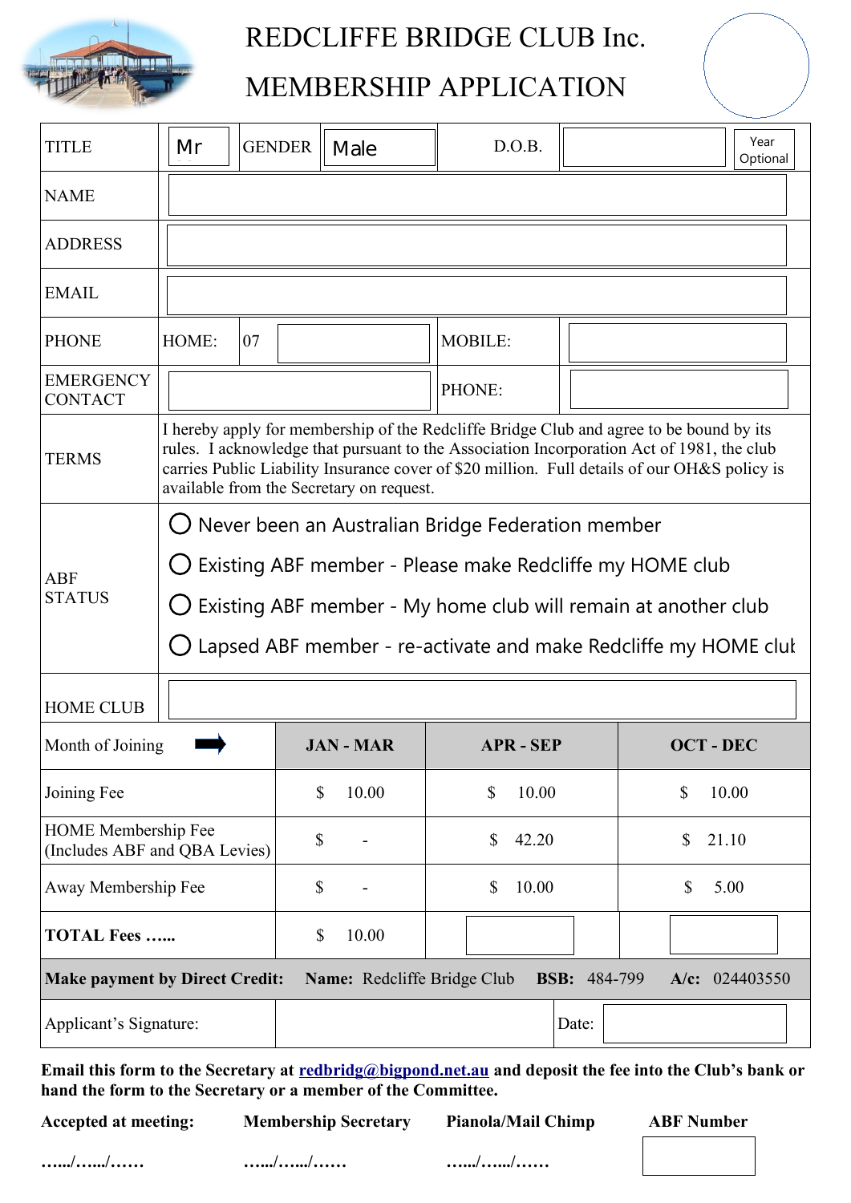# REDCLIFFE BRIDGE CLUB Inc.

# MEMBERSHIP APPLICATION

| TITLE | Mr | GENDER | Male | D.O.B. | | Year Optional |
|---|---|---|---|---|---|---|
| NAME | | | | | | |
| ADDRESS | | | | | | |
| EMAIL | | | | | | |
| PHONE | HOME: | 07 | | MOBILE: | | |
| EMERGENCY CONTACT | | | | PHONE: | | |

| | |
|---|---|
| TERMS | I hereby apply for membership of the Redcliffe Bridge Club and agree to be bound by its rules. I acknowledge that pursuant to the Association Incorporation Act of 1981, the club carries Public Liability Insurance cover of $20 million. Full details of our OH&S policy is available from the Secretary on request. |
| ABF STATUS | ◯ Never been an Australian Bridge Federation member<br>◯ Existing ABF member - Please make Redcliffe my HOME club<br>◯ Existing ABF member - My home club will remain at another club<br>◯ Lapsed ABF member - re-activate and make Redcliffe my HOME club |
| HOME CLUB | |

| Month of Joining ➡ | JAN - MAR | APR - SEP | OCT - DEC |
|---|---|---|---|
| Joining Fee | $ 10.00 | $ 10.00 | $ 10.00 |
| HOME Membership Fee (Includes ABF and QBA Levies) | $ - | $ 42.20 | $ 21.10 |
| Away Membership Fee | $ - | $ 10.00 | $ 5.00 |
| **TOTAL Fees …...** | $ 10.00 | | |

**Make payment by Direct Credit:** **Name:** Redcliffe Bridge Club **BSB:** 484-799 **A/c:** 024403550

| Applicant's Signature: | | Date: | |
|---|---|---|---|

**Email this form to the Secretary at redbridg@bigpond.net.au and deposit the fee into the Club's bank or hand the form to the Secretary or a member of the Committee.**

| **Accepted at meeting:** | **Membership Secretary** | **Pianola/Mail Chimp** | **ABF Number** |
|---|---|---|---|
| …../…../…… | …../…../…… | …../…../…… | |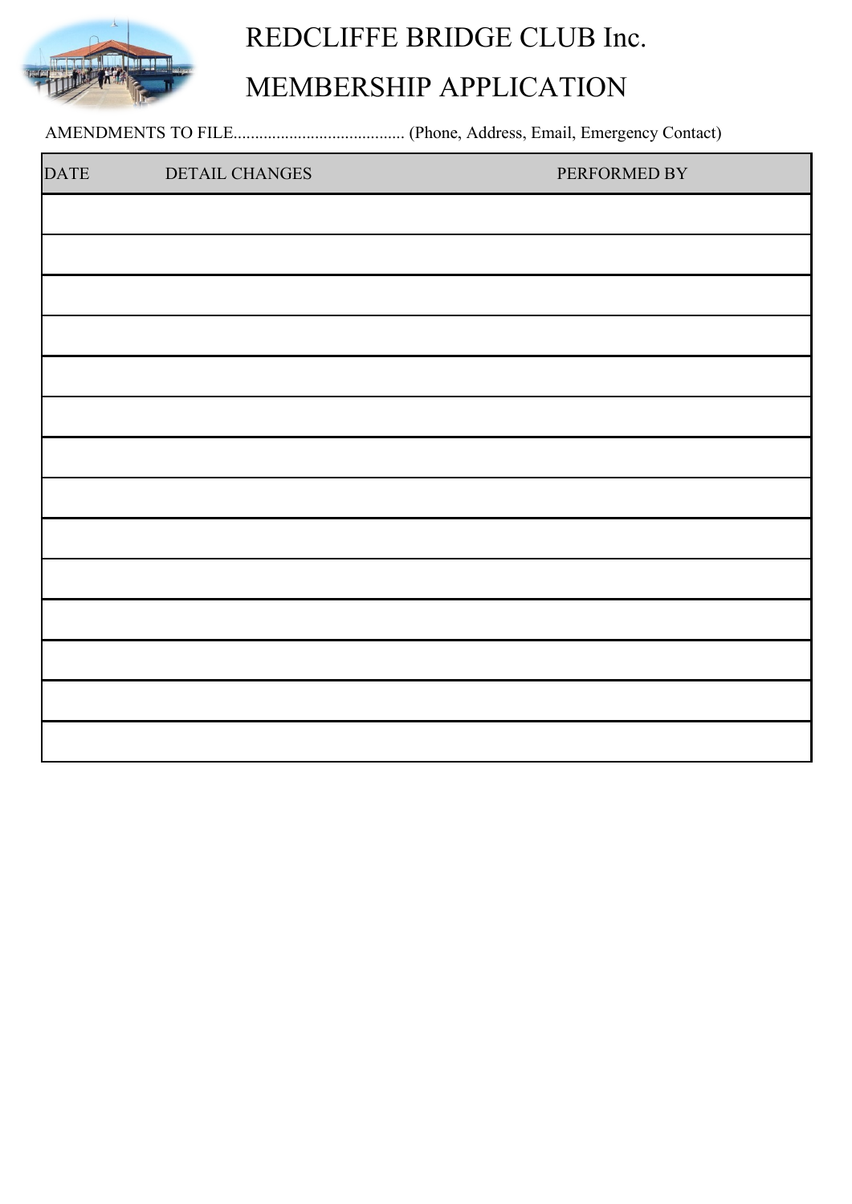# REDCLIFFE BRIDGE CLUB Inc.

# MEMBERSHIP APPLICATION

AMENDMENTS TO FILE........................................ (Phone, Address, Email, Emergency Contact)

| DATE | DETAIL CHANGES | PERFORMED BY |
|---|---|---|
| | | |
| | | |
| | | |
| | | |
| | | |
| | | |
| | | |
| | | |
| | | |
| | | |
| | | |
| | | |
| | | |
| | | |